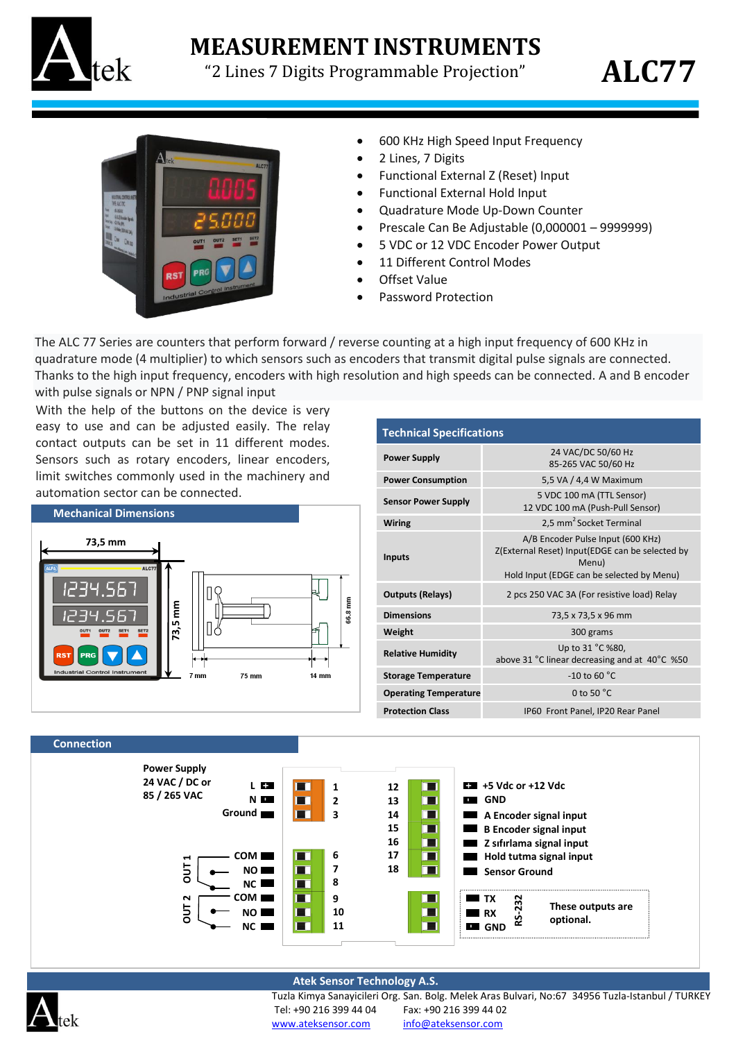# MEASUREMENT INSTRUMENTS

"2 Lines 7 Digits Programmable Projection"

# ALC77

- 600 KHz High Speed Input Frequency
- 2 Lines, 7 Digits
- Functional External Z (Reset) Input
- Functional External Hold Input
- Quadrature Mode Up-Down Counter
- Prescale Can Be Adjustable (0,000001 – 9999999)
- 5 VDC or 12 VDC Encoder Power Output
- 11 Different Control Modes
- Offset Value
- Password Protection

The ALC 77 Series are counters that perform forward / reverse counting at a high input frequency of 600 KHz in quadrature mode (4 multiplier) to which sensors such as encoders that transmit digital pulse signals are connected. Thanks to the high input frequency, encoders with high resolution and high speeds can be connected. A and B encoder with pulse signals or NPN / PNP signal input

With the help of the buttons on the device is very easy to use and can be adjusted easily. The relay contact outputs can be set in 11 different modes. Sensors such as rotary encoders, linear encoders, limit switches commonly used in the machinery and automation sector can be connected.

## Technical Specifications

| Technical Specifications | |
|---|---|
| Power Supply | 24 VAC/DC 50/60 Hz<br>85-265 VAC 50/60 Hz |
| Power Consumption | 5,5 VA / 4,4 W Maximum |
| Sensor Power Supply | 5 VDC 100 mA (TTL Sensor)<br>12 VDC 100 mA (Push-Pull Sensor) |
| Wiring | 2,5 $mm^2$ Socket Terminal |
| Inputs | A/B Encoder Pulse Input (600 KHz)<br>Z(External Reset) Input(EDGE can be selected by Menu)<br>Hold Input (EDGE can be selected by Menu) |
| Outputs (Relays) | 2 pcs 250 VAC 3A (For resistive load) Relay |
| Dimensions | 73,5 x 73,5 x 96 mm |
| Weight | 300 grams |
| Relative Humidity | Up to 31 °C %80,<br>above 31 °C linear decreasing and at 40°C %50 |
| Storage Temperature | -10 to 60 °C |
| Operating Temperature | 0 to 50 °C |
| Protection Class | IP60 Front Panel, IP20 Rear Panel |

## Mechanical Dimensions

73,5 mm; 73,5 mm; 66,8 mm; 7 mm; 75 mm; 14 mm

## Connection

Power Supply 24 VAC / DC or 85 / 265 VAC

| Terminal | Function |
|---|---|
| 1 | L |
| 2 | N |
| 3 | Ground |
| 6 | OUT 1 COM |
| 7 | OUT 1 NO |
| 8 | OUT 1 NC |
| 9 | OUT 2 COM |
| 10 | OUT 2 NO |
| 11 | OUT 2 NC |
| 12 | +5 Vdc or +12 Vdc |
| 13 | GND |
| 14 | A Encoder signal input |
| 15 | B Encoder signal input |
| 16 | Z sıfırlama signal input |
| 17 | Hold tutma signal input |
| 18 | Sensor Ground |
| RS-232 | TX, RX, GND |

These outputs are optional.

**Atek Sensor Technology A.S.**
Tuzla Kimya Sanayicileri Org. San. Bolg. Melek Aras Bulvari, No:67 34956 Tuzla-Istanbul / TURKEY
Tel: +90 216 399 44 04 Fax: +90 216 399 44 02
www.ateksensor.com info@ateksensor.com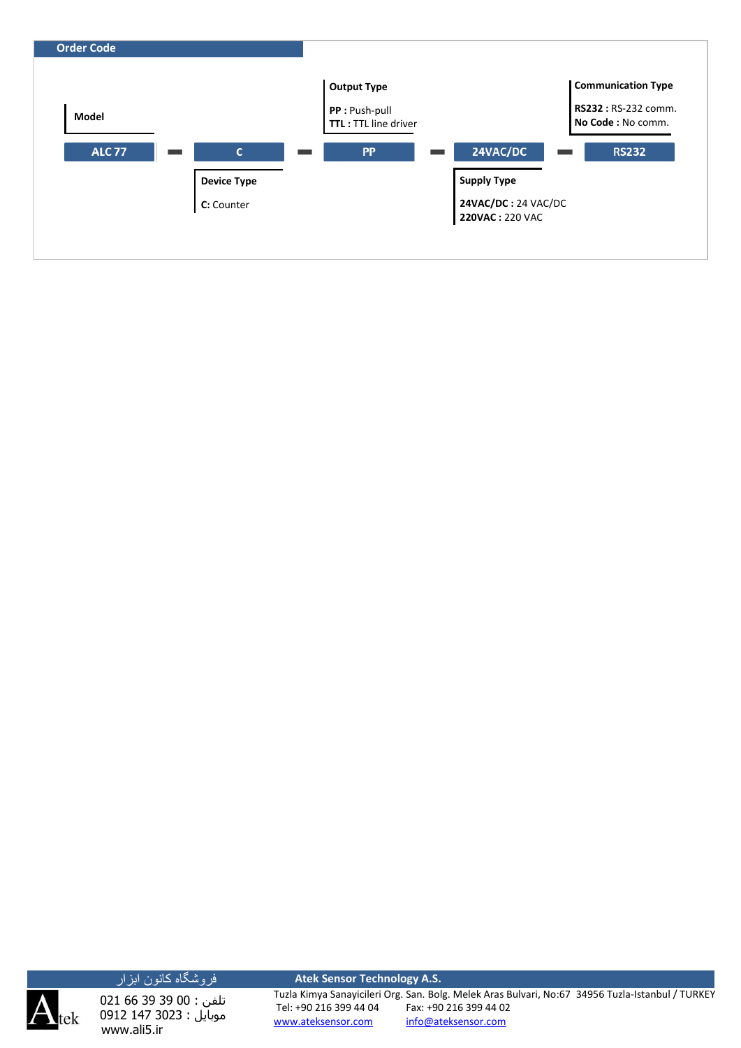## Order Code

ALC 77 – C – PP – 24VAC/DC – RS232

**Model**

ALC 77

**Device Type**

**C:** Counter

**Output Type**

**PP :** Push-pull
**TTL :** TTL line driver

**Supply Type**

**24VAC/DC :** 24 VAC/DC
**220VAC :** 220 VAC

**Communication Type**

**RS232 :** RS-232 comm.
**No Code :** No comm.

فروشگاه کانون ابزار
تلفن : 00 39 39 66 021
موبایل : 3023 147 0912
www.ali5.ir

**Atek Sensor Technology A.S.**
Tuzla Kimya Sanayicileri Org. San. Bolg. Melek Aras Bulvari, No:67 34956 Tuzla-Istanbul / TURKEY
Tel: +90 216 399 44 04 Fax: +90 216 399 44 02
www.ateksensor.com info@ateksensor.com